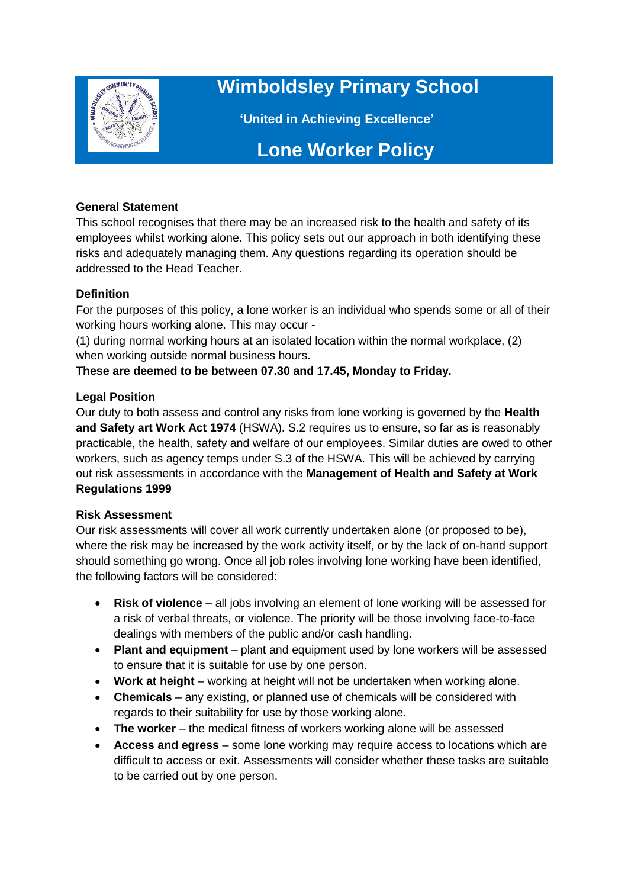# Wimboldsley Primary School

**'United in Achieving Excellence'**

## Lone Worker Policy

**General Statement**

This school recognises that there may be an increased risk to the health and safety of its employees whilst working alone. This policy sets out our approach in both identifying these risks and adequately managing them. Any questions regarding its operation should be addressed to the Head Teacher.

**Definition**

For the purposes of this policy, a lone worker is an individual who spends some or all of their working hours working alone. This may occur -

(1) during normal working hours at an isolated location within the normal workplace, (2) when working outside normal business hours.

**These are deemed to be between 07.30 and 17.45, Monday to Friday.**

**Legal Position**

Our duty to both assess and control any risks from lone working is governed by the **Health and Safety art Work Act 1974** (HSWA). S.2 requires us to ensure, so far as is reasonably practicable, the health, safety and welfare of our employees. Similar duties are owed to other workers, such as agency temps under S.3 of the HSWA. This will be achieved by carrying out risk assessments in accordance with the **Management of Health and Safety at Work Regulations 1999**

**Risk Assessment**

Our risk assessments will cover all work currently undertaken alone (or proposed to be), where the risk may be increased by the work activity itself, or by the lack of on-hand support should something go wrong. Once all job roles involving lone working have been identified, the following factors will be considered:

- **Risk of violence** – all jobs involving an element of lone working will be assessed for a risk of verbal threats, or violence. The priority will be those involving face-to-face dealings with members of the public and/or cash handling.
- **Plant and equipment** – plant and equipment used by lone workers will be assessed to ensure that it is suitable for use by one person.
- **Work at height** – working at height will not be undertaken when working alone.
- **Chemicals** – any existing, or planned use of chemicals will be considered with regards to their suitability for use by those working alone.
- **The worker** – the medical fitness of workers working alone will be assessed
- **Access and egress** – some lone working may require access to locations which are difficult to access or exit. Assessments will consider whether these tasks are suitable to be carried out by one person.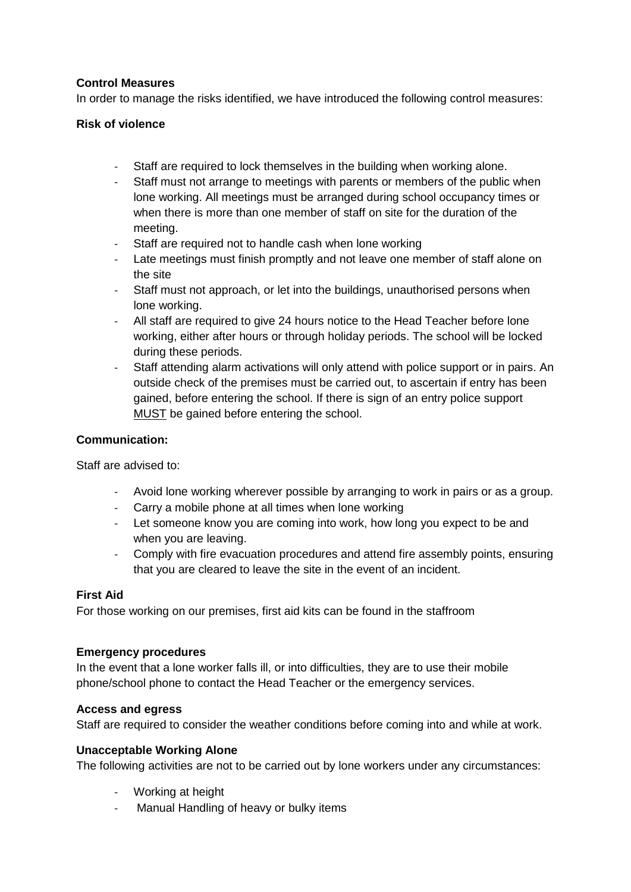**Control Measures**

In order to manage the risks identified, we have introduced the following control measures:

**Risk of violence**

- Staff are required to lock themselves in the building when working alone.
- Staff must not arrange to meetings with parents or members of the public when lone working. All meetings must be arranged during school occupancy times or when there is more than one member of staff on site for the duration of the meeting.
- Staff are required not to handle cash when lone working
- Late meetings must finish promptly and not leave one member of staff alone on the site
- Staff must not approach, or let into the buildings, unauthorised persons when lone working.
- All staff are required to give 24 hours notice to the Head Teacher before lone working, either after hours or through holiday periods. The school will be locked during these periods.
- Staff attending alarm activations will only attend with police support or in pairs. An outside check of the premises must be carried out, to ascertain if entry has been gained, before entering the school. If there is sign of an entry police support MUST be gained before entering the school.

**Communication:**

Staff are advised to:

- Avoid lone working wherever possible by arranging to work in pairs or as a group.
- Carry a mobile phone at all times when lone working
- Let someone know you are coming into work, how long you expect to be and when you are leaving.
- Comply with fire evacuation procedures and attend fire assembly points, ensuring that you are cleared to leave the site in the event of an incident.

**First Aid**

For those working on our premises, first aid kits can be found in the staffroom

**Emergency procedures**

In the event that a lone worker falls ill, or into difficulties, they are to use their mobile phone/school phone to contact the Head Teacher or the emergency services.

**Access and egress**

Staff are required to consider the weather conditions before coming into and while at work.

**Unacceptable Working Alone**

The following activities are not to be carried out by lone workers under any circumstances:

- Working at height
- Manual Handling of heavy or bulky items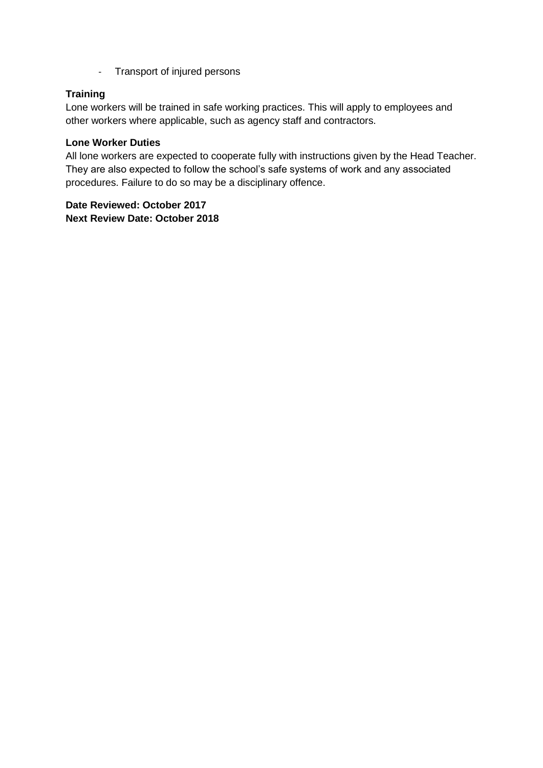- Transport of injured persons

**Training**

Lone workers will be trained in safe working practices. This will apply to employees and other workers where applicable, such as agency staff and contractors.

**Lone Worker Duties**

All lone workers are expected to cooperate fully with instructions given by the Head Teacher. They are also expected to follow the school's safe systems of work and any associated procedures. Failure to do so may be a disciplinary offence.

**Date Reviewed: October 2017**
**Next Review Date: October 2018**